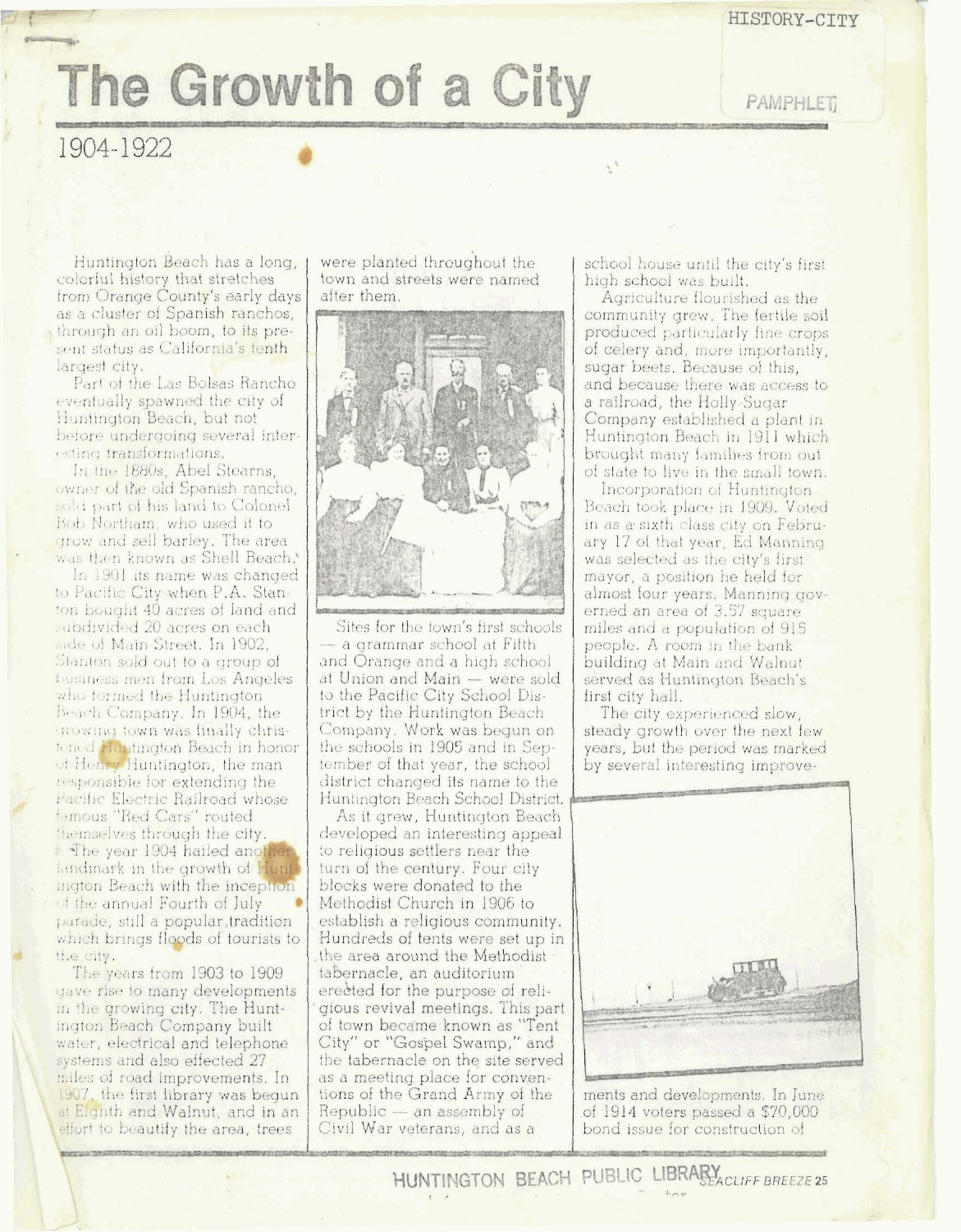# The Growth of a City

## 1904-1922

Huntington Beach has a long, colorful history that stretches from Orange County's early days as a cluster of Spanish ranchos, through an oil boom, to its present status as California's tenth largest city.

Part of the Las Bolsas Rancho eventually spawned the city of Huntington Beach, but not before undergoing several interesting transformations.

In the 1880s, Abel Stearns, owner of the old Spanish rancho, sold part of his land to Colonel Bob Northam, who used it to grow and sell barley. The area was then known as Shell Beach.

In 1901 its name was changed to Pacific City when P.A. Stanton bought 40 acres of land and subdivided 20 acres on each side of Main Street. In 1902, Stanton sold out to a group of business men from Los Angeles who formed the Huntington Beach Company. In 1904, the growing town was finally christened Huntington Beach in honor of Henry Huntington, the man responsible for extending the Pacific Electric Railroad whose famous "Red Cars" routed themselves through the city.

The year 1904 hailed another landmark in the growth of Huntington Beach with the inception of the annual Fourth of July parade, still a popular tradition which brings floods of tourists to the city.

The years from 1903 to 1909 gave rise to many developments in the growing city. The Huntington Beach Company built water, electrical and telephone systems and also effected 27 miles of road improvements. In 1907, the first library was begun at Eighth and Walnut, and in an effort to beautify the area, trees were planted throughout the town and streets were named after them.

Sites for the town's first schools — a grammar school at Fifth and Orange and a high school at Union and Main — were sold to the Pacific City School District by the Huntington Beach Company. Work was begun on the schools in 1905 and in September of that year, the school district changed its name to the Huntington Beach School District.

As it grew, Huntington Beach developed an interesting appeal to religious settlers near the turn of the century. Four city blocks were donated to the Methodist Church in 1906 to establish a religious community. Hundreds of tents were set up in the area around the Methodist tabernacle, an auditorium erected for the purpose of religious revival meetings. This part of town became known as "Tent City" or "Gospel Swamp," and the tabernacle on the site served as a meeting place for conventions of the Grand Army of the Republic — an assembly of Civil War veterans, and as a school house until the city's first high school was built.

Agriculture flourished as the community grew. The fertile soil produced particularly fine crops of celery and, more importantly, sugar beets. Because of this, and because there was access to a railroad, the Holly Sugar Company established a plant in Huntington Beach in 1911 which brought many families from out of state to live in the small town.

Incorporation of Huntington Beach took place in 1909. Voted in as a sixth class city on February 17 of that year, Ed Manning was selected as the city's first mayor, a position he held for almost four years. Manning governed an area of 3.57 square miles and a population of 915 people. A room in the bank building at Main and Walnut served as Huntington Beach's first city hall.

The city experienced slow, steady growth over the next few years, but the period was marked by several interesting improvements and developments. In June of 1914 voters passed a $70,000 bond issue for construction of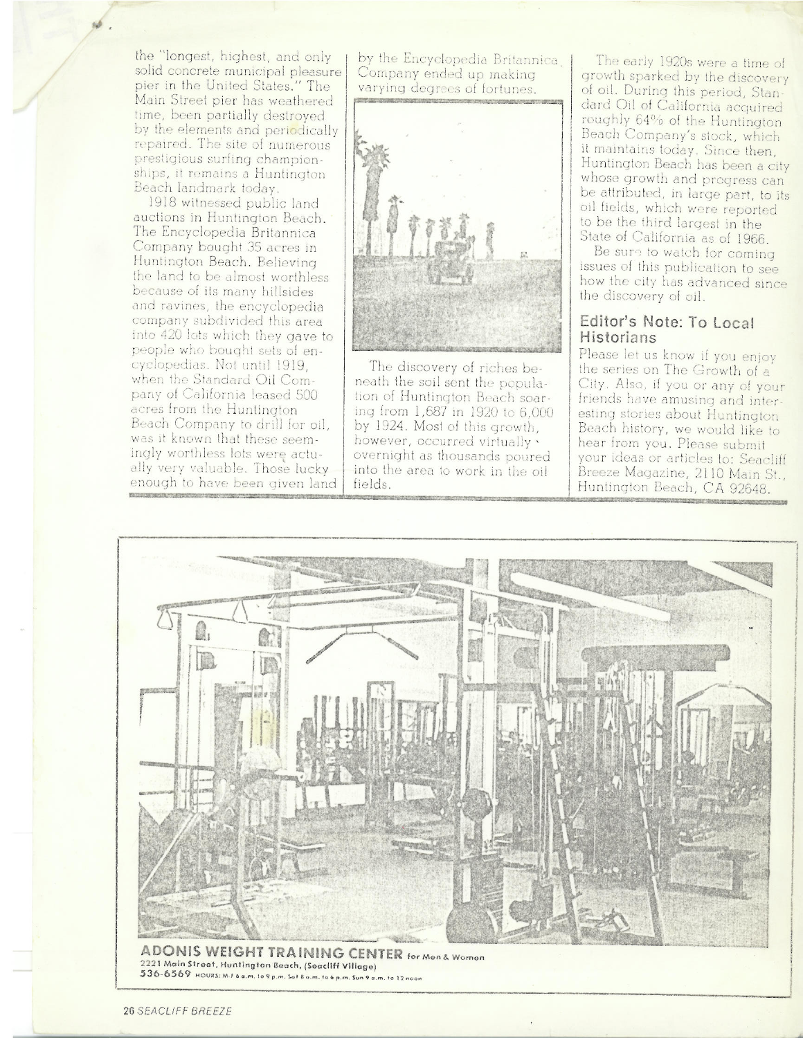the "longest, highest, and only solid concrete municipal pleasure pier in the United States." The Main Street pier has weathered time, been partially destroyed by the elements and periodically repaired. The site of numerous prestigious surfing championships, it remains a Huntington Beach landmark today.

1918 witnessed public land auctions in Huntington Beach. The Encyclopedia Britannica Company bought 35 acres in Huntington Beach. Believing the land to be almost worthless because of its many hillsides and ravines, the encyclopedia company subdivided this area into 420 lots which they gave to people who bought sets of encyclopedias. Not until 1919, when the Standard Oil Company of California leased 500 acres from the Huntington Beach Company to drill for oil, was it known that these seemingly worthless lots were actually very valuable. Those lucky enough to have been given land by the Encyclopedia Britannica Company ended up making varying degrees of fortunes.

The discovery of riches beneath the soil sent the population of Huntington Beach soaring from 1,687 in 1920 to 6,000 by 1924. Most of this growth, however, occurred virtually overnight as thousands poured into the area to work in the oil fields.

The early 1920s were a time of growth sparked by the discovery of oil. During this period, Standard Oil of California acquired roughly 64% of the Huntington Beach Company's stock, which it maintains today. Since then, Huntington Beach has been a city whose growth and progress can be attributed, in large part, to its oil fields, which were reported to be the third largest in the State of California as of 1966.

Be sure to watch for coming issues of this publication to see how the city has advanced since the discovery of oil.

## Editor's Note: To Local Historians

Please let us know if you enjoy the series on The Growth of a City. Also, if you or any of your friends have amusing and interesting stories about Huntington Beach history, we would like to hear from you. Please submit your ideas or articles to: Seacliff Breeze Magazine, 2110 Main St., Huntington Beach, CA 92648.

**ADONIS WEIGHT TRAINING CENTER** for Men & Women
2221 Main Street, Huntington Beach, (Seacliff Village)
536-6569 HOURS: M-F 6 a.m. to 9 p.m. Sat 8 a.m. to 6 p.m. Sun 9 a.m. to 12 noon